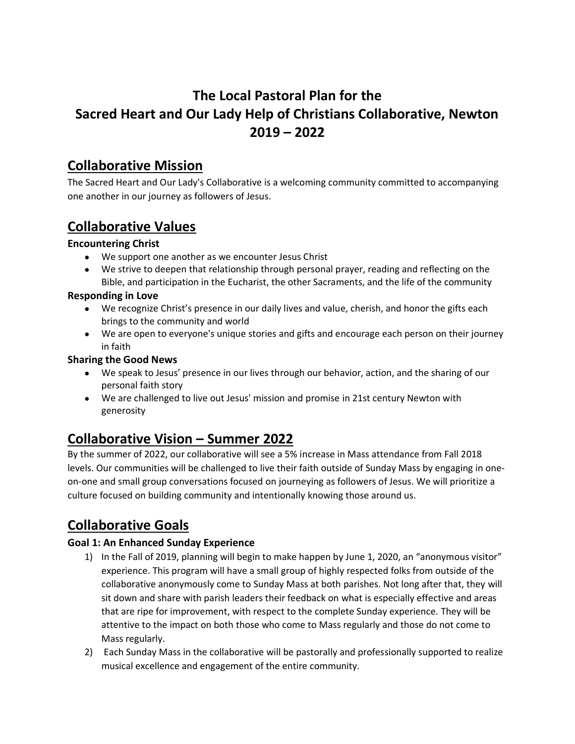# The Local Pastoral Plan for the Sacred Heart and Our Lady Help of Christians Collaborative, Newton 2019 – 2022

## Collaborative Mission

The Sacred Heart and Our Lady's Collaborative is a welcoming community committed to accompanying one another in our journey as followers of Jesus.

## Collaborative Values

**Encountering Christ**

- We support one another as we encounter Jesus Christ
- We strive to deepen that relationship through personal prayer, reading and reflecting on the Bible, and participation in the Eucharist, the other Sacraments, and the life of the community

**Responding in Love**

- We recognize Christ's presence in our daily lives and value, cherish, and honor the gifts each brings to the community and world
- We are open to everyone's unique stories and gifts and encourage each person on their journey in faith

**Sharing the Good News**

- We speak to Jesus' presence in our lives through our behavior, action, and the sharing of our personal faith story
- We are challenged to live out Jesus' mission and promise in 21st century Newton with generosity

## Collaborative Vision – Summer 2022

By the summer of 2022, our collaborative will see a 5% increase in Mass attendance from Fall 2018 levels. Our communities will be challenged to live their faith outside of Sunday Mass by engaging in one-on-one and small group conversations focused on journeying as followers of Jesus. We will prioritize a culture focused on building community and intentionally knowing those around us.

## Collaborative Goals

**Goal 1: An Enhanced Sunday Experience**

1) In the Fall of 2019, planning will begin to make happen by June 1, 2020, an "anonymous visitor" experience. This program will have a small group of highly respected folks from outside of the collaborative anonymously come to Sunday Mass at both parishes. Not long after that, they will sit down and share with parish leaders their feedback on what is especially effective and areas that are ripe for improvement, with respect to the complete Sunday experience. They will be attentive to the impact on both those who come to Mass regularly and those do not come to Mass regularly.
2) Each Sunday Mass in the collaborative will be pastorally and professionally supported to realize musical excellence and engagement of the entire community.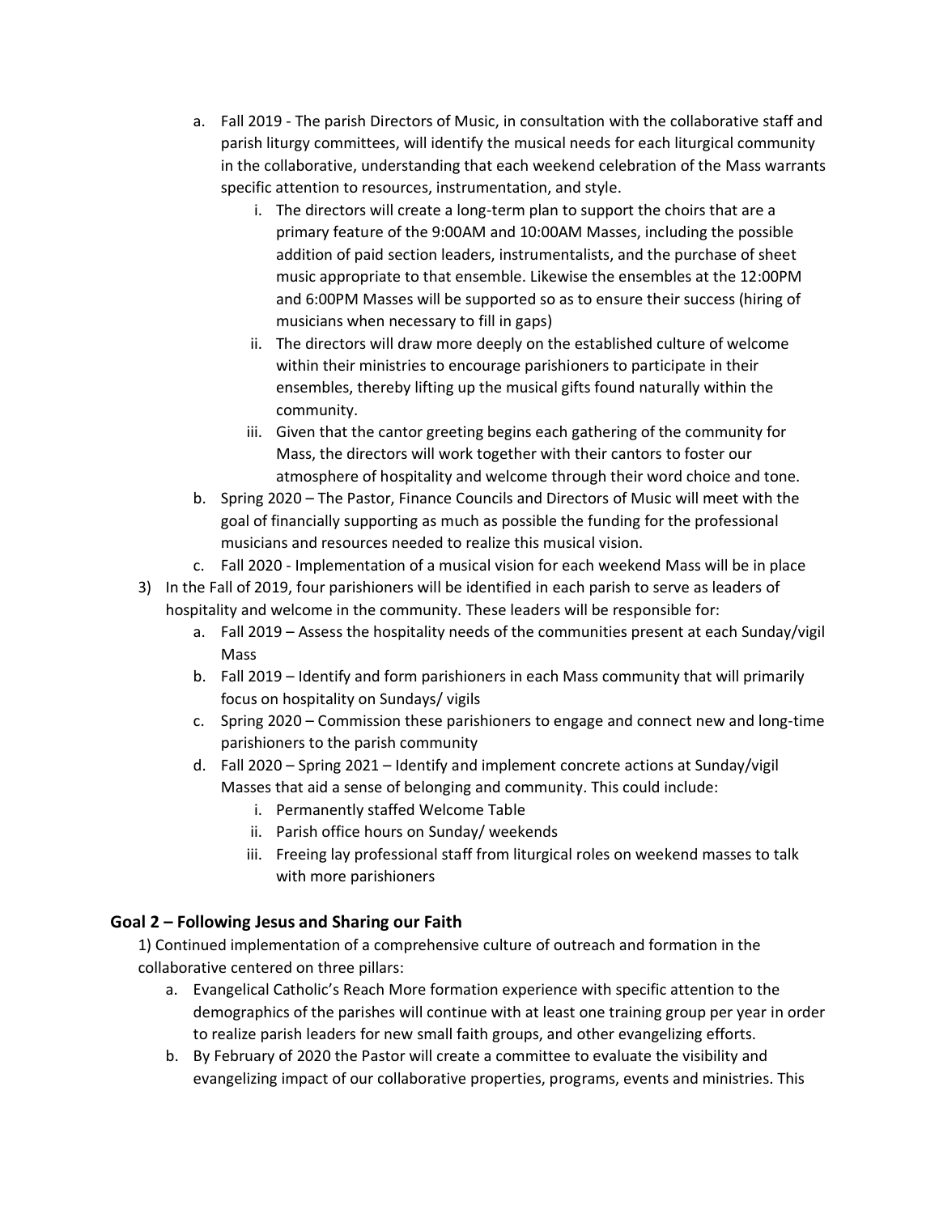a. Fall 2019 - The parish Directors of Music, in consultation with the collaborative staff and parish liturgy committees, will identify the musical needs for each liturgical community in the collaborative, understanding that each weekend celebration of the Mass warrants specific attention to resources, instrumentation, and style.
      i. The directors will create a long-term plan to support the choirs that are a primary feature of the 9:00AM and 10:00AM Masses, including the possible addition of paid section leaders, instrumentalists, and the purchase of sheet music appropriate to that ensemble. Likewise the ensembles at the 12:00PM and 6:00PM Masses will be supported so as to ensure their success (hiring of musicians when necessary to fill in gaps)
      ii. The directors will draw more deeply on the established culture of welcome within their ministries to encourage parishioners to participate in their ensembles, thereby lifting up the musical gifts found naturally within the community.
      iii. Given that the cantor greeting begins each gathering of the community for Mass, the directors will work together with their cantors to foster our atmosphere of hospitality and welcome through their word choice and tone.
   b. Spring 2020 – The Pastor, Finance Councils and Directors of Music will meet with the goal of financially supporting as much as possible the funding for the professional musicians and resources needed to realize this musical vision.
   c. Fall 2020 - Implementation of a musical vision for each weekend Mass will be in place
3) In the Fall of 2019, four parishioners will be identified in each parish to serve as leaders of hospitality and welcome in the community. These leaders will be responsible for:
   a. Fall 2019 – Assess the hospitality needs of the communities present at each Sunday/vigil Mass
   b. Fall 2019 – Identify and form parishioners in each Mass community that will primarily focus on hospitality on Sundays/ vigils
   c. Spring 2020 – Commission these parishioners to engage and connect new and long-time parishioners to the parish community
   d. Fall 2020 – Spring 2021 – Identify and implement concrete actions at Sunday/vigil Masses that aid a sense of belonging and community. This could include:
      i. Permanently staffed Welcome Table
      ii. Parish office hours on Sunday/ weekends
      iii. Freeing lay professional staff from liturgical roles on weekend masses to talk with more parishioners

### Goal 2 – Following Jesus and Sharing our Faith

1) Continued implementation of a comprehensive culture of outreach and formation in the collaborative centered on three pillars:
   a. Evangelical Catholic's Reach More formation experience with specific attention to the demographics of the parishes will continue with at least one training group per year in order to realize parish leaders for new small faith groups, and other evangelizing efforts.
   b. By February of 2020 the Pastor will create a committee to evaluate the visibility and evangelizing impact of our collaborative properties, programs, events and ministries. This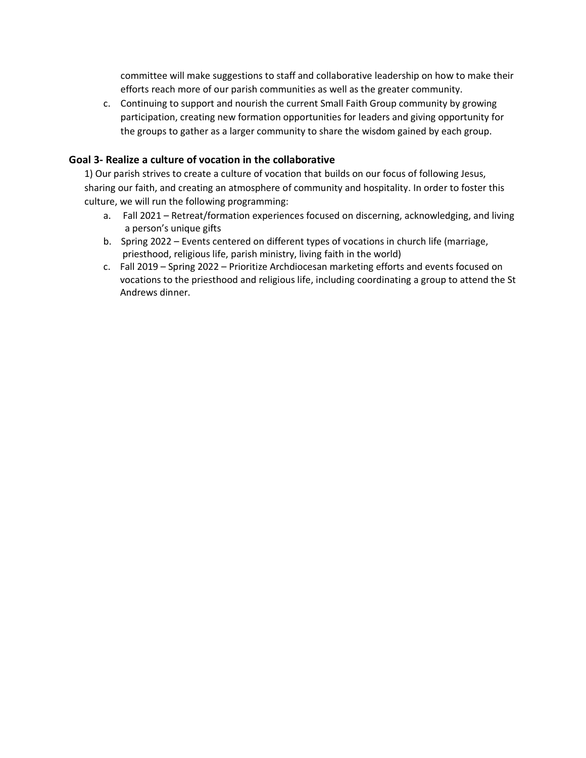committee will make suggestions to staff and collaborative leadership on how to make their efforts reach more of our parish communities as well as the greater community.

c. Continuing to support and nourish the current Small Faith Group community by growing participation, creating new formation opportunities for leaders and giving opportunity for the groups to gather as a larger community to share the wisdom gained by each group.

### Goal 3- Realize a culture of vocation in the collaborative

1) Our parish strives to create a culture of vocation that builds on our focus of following Jesus, sharing our faith, and creating an atmosphere of community and hospitality. In order to foster this culture, we will run the following programming:

   a. Fall 2021 – Retreat/formation experiences focused on discerning, acknowledging, and living a person's unique gifts
   b. Spring 2022 – Events centered on different types of vocations in church life (marriage, priesthood, religious life, parish ministry, living faith in the world)
   c. Fall 2019 – Spring 2022 – Prioritize Archdiocesan marketing efforts and events focused on vocations to the priesthood and religious life, including coordinating a group to attend the St Andrews dinner.